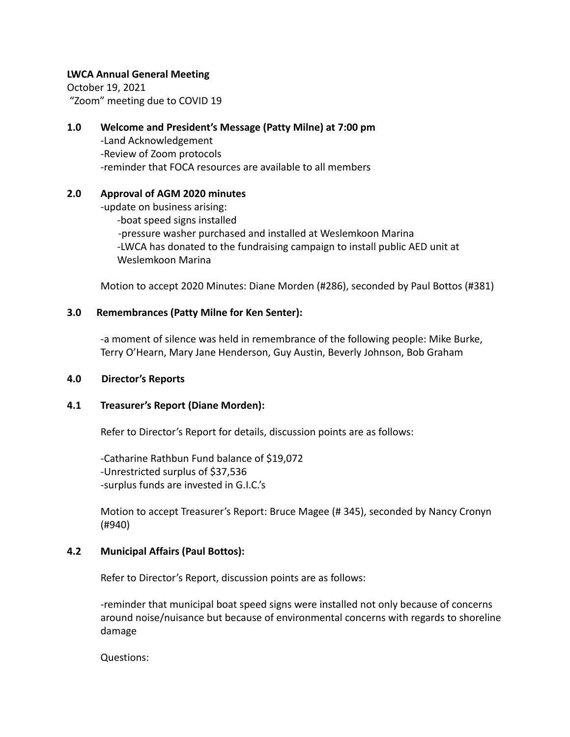**LWCA Annual General Meeting**

October 19, 2021

"Zoom" meeting due to COVID 19

**1.0 Welcome and President's Message (Patty Milne) at 7:00 pm**

-Land Acknowledgement
-Review of Zoom protocols
-reminder that FOCA resources are available to all members

**2.0 Approval of AGM 2020 minutes**

-update on business arising:
  -boat speed signs installed
  -pressure washer purchased and installed at Weslemkoon Marina
  -LWCA has donated to the fundraising campaign to install public AED unit at Weslemkoon Marina

Motion to accept 2020 Minutes: Diane Morden (#286), seconded by Paul Bottos (#381)

**3.0 Remembrances (Patty Milne for Ken Senter):**

-a moment of silence was held in remembrance of the following people: Mike Burke, Terry O'Hearn, Mary Jane Henderson, Guy Austin, Beverly Johnson, Bob Graham

**4.0 Director's Reports**

**4.1 Treasurer's Report (Diane Morden):**

Refer to Director's Report for details, discussion points are as follows:

-Catharine Rathbun Fund balance of $19,072
-Unrestricted surplus of $37,536
-surplus funds are invested in G.I.C.'s

Motion to accept Treasurer's Report: Bruce Magee (# 345), seconded by Nancy Cronyn (#940)

**4.2 Municipal Affairs (Paul Bottos):**

Refer to Director's Report, discussion points are as follows:

-reminder that municipal boat speed signs were installed not only because of concerns around noise/nuisance but because of environmental concerns with regards to shoreline damage

Questions: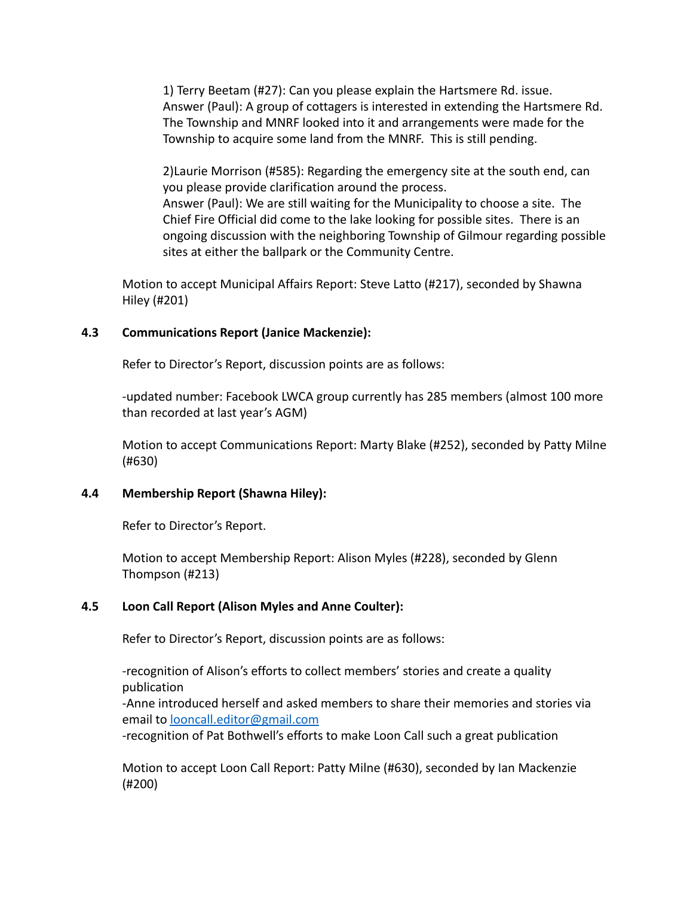1) Terry Beetam (#27): Can you please explain the Hartsmere Rd. issue.
Answer (Paul): A group of cottagers is interested in extending the Hartsmere Rd. The Township and MNRF looked into it and arrangements were made for the Township to acquire some land from the MNRF. This is still pending.

2)Laurie Morrison (#585): Regarding the emergency site at the south end, can you please provide clarification around the process.
Answer (Paul): We are still waiting for the Municipality to choose a site. The Chief Fire Official did come to the lake looking for possible sites. There is an ongoing discussion with the neighboring Township of Gilmour regarding possible sites at either the ballpark or the Community Centre.

Motion to accept Municipal Affairs Report: Steve Latto (#217), seconded by Shawna Hiley (#201)

### 4.3 Communications Report (Janice Mackenzie):

Refer to Director's Report, discussion points are as follows:

-updated number: Facebook LWCA group currently has 285 members (almost 100 more than recorded at last year's AGM)

Motion to accept Communications Report: Marty Blake (#252), seconded by Patty Milne (#630)

### 4.4 Membership Report (Shawna Hiley):

Refer to Director's Report.

Motion to accept Membership Report: Alison Myles (#228), seconded by Glenn Thompson (#213)

### 4.5 Loon Call Report (Alison Myles and Anne Coulter):

Refer to Director's Report, discussion points are as follows:

-recognition of Alison's efforts to collect members' stories and create a quality publication
-Anne introduced herself and asked members to share their memories and stories via email to looncall.editor@gmail.com
-recognition of Pat Bothwell's efforts to make Loon Call such a great publication

Motion to accept Loon Call Report: Patty Milne (#630), seconded by Ian Mackenzie (#200)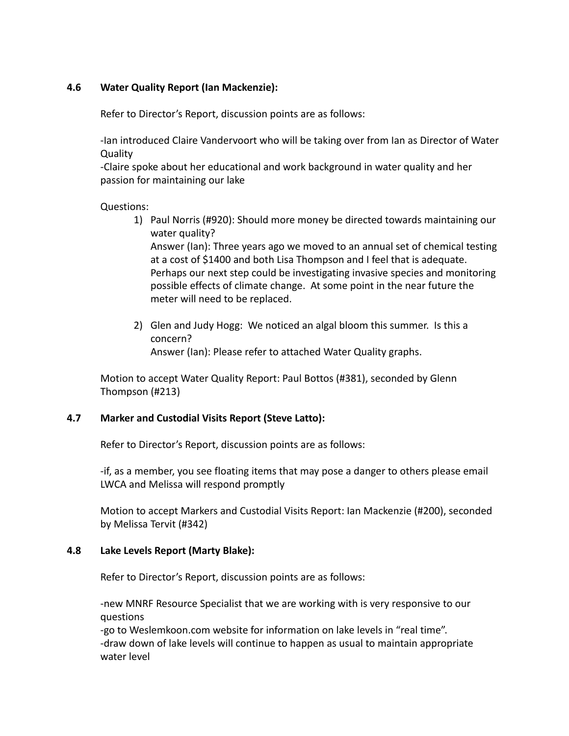### 4.6 Water Quality Report (Ian Mackenzie):

Refer to Director's Report, discussion points are as follows:

-Ian introduced Claire Vandervoort who will be taking over from Ian as Director of Water Quality
-Claire spoke about her educational and work background in water quality and her passion for maintaining our lake

Questions:

1) Paul Norris (#920): Should more money be directed towards maintaining our water quality?
   Answer (Ian): Three years ago we moved to an annual set of chemical testing at a cost of $1400 and both Lisa Thompson and I feel that is adequate. Perhaps our next step could be investigating invasive species and monitoring possible effects of climate change. At some point in the near future the meter will need to be replaced.

2) Glen and Judy Hogg: We noticed an algal bloom this summer. Is this a concern?
   Answer (Ian): Please refer to attached Water Quality graphs.

Motion to accept Water Quality Report: Paul Bottos (#381), seconded by Glenn Thompson (#213)

### 4.7 Marker and Custodial Visits Report (Steve Latto):

Refer to Director's Report, discussion points are as follows:

-if, as a member, you see floating items that may pose a danger to others please email LWCA and Melissa will respond promptly

Motion to accept Markers and Custodial Visits Report: Ian Mackenzie (#200), seconded by Melissa Tervit (#342)

### 4.8 Lake Levels Report (Marty Blake):

Refer to Director's Report, discussion points are as follows:

-new MNRF Resource Specialist that we are working with is very responsive to our questions
-go to Weslemkoon.com website for information on lake levels in "real time".
-draw down of lake levels will continue to happen as usual to maintain appropriate water level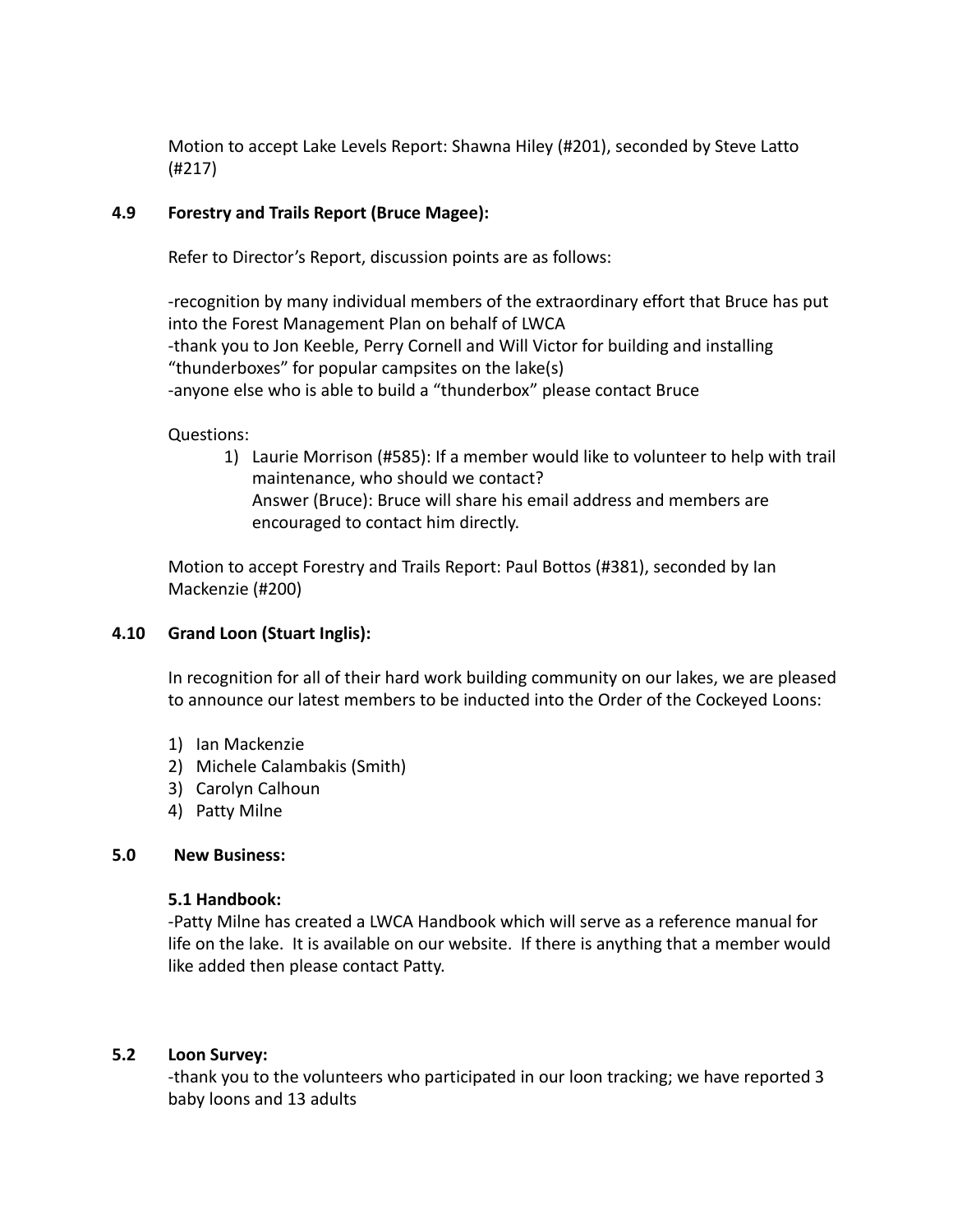Motion to accept Lake Levels Report: Shawna Hiley (#201), seconded by Steve Latto (#217)

### 4.9 Forestry and Trails Report (Bruce Magee):

Refer to Director's Report, discussion points are as follows:

-recognition by many individual members of the extraordinary effort that Bruce has put into the Forest Management Plan on behalf of LWCA
-thank you to Jon Keeble, Perry Cornell and Will Victor for building and installing "thunderboxes" for popular campsites on the lake(s)
-anyone else who is able to build a "thunderbox" please contact Bruce

Questions:

1) Laurie Morrison (#585): If a member would like to volunteer to help with trail maintenance, who should we contact?
   Answer (Bruce): Bruce will share his email address and members are encouraged to contact him directly.

Motion to accept Forestry and Trails Report: Paul Bottos (#381), seconded by Ian Mackenzie (#200)

### 4.10 Grand Loon (Stuart Inglis):

In recognition for all of their hard work building community on our lakes, we are pleased to announce our latest members to be inducted into the Order of the Cockeyed Loons:

1) Ian Mackenzie
2) Michele Calambakis (Smith)
3) Carolyn Calhoun
4) Patty Milne

### 5.0 New Business:

**5.1 Handbook:**

-Patty Milne has created a LWCA Handbook which will serve as a reference manual for life on the lake. It is available on our website. If there is anything that a member would like added then please contact Patty.

### 5.2 Loon Survey:

-thank you to the volunteers who participated in our loon tracking; we have reported 3 baby loons and 13 adults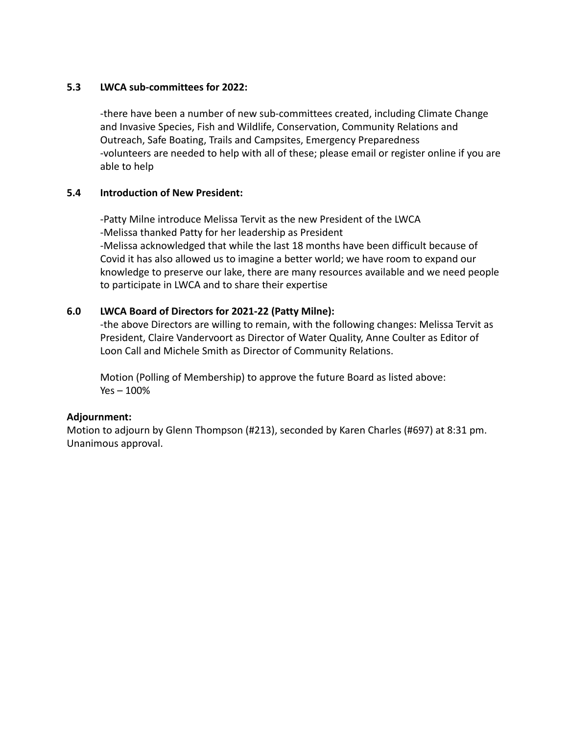**5.3 LWCA sub-committees for 2022:**

-there have been a number of new sub-committees created, including Climate Change and Invasive Species, Fish and Wildlife, Conservation, Community Relations and Outreach, Safe Boating, Trails and Campsites, Emergency Preparedness
-volunteers are needed to help with all of these; please email or register online if you are able to help

**5.4 Introduction of New President:**

-Patty Milne introduce Melissa Tervit as the new President of the LWCA
-Melissa thanked Patty for her leadership as President
-Melissa acknowledged that while the last 18 months have been difficult because of Covid it has also allowed us to imagine a better world; we have room to expand our knowledge to preserve our lake, there are many resources available and we need people to participate in LWCA and to share their expertise

**6.0 LWCA Board of Directors for 2021-22 (Patty Milne):**

-the above Directors are willing to remain, with the following changes: Melissa Tervit as President, Claire Vandervoort as Director of Water Quality, Anne Coulter as Editor of Loon Call and Michele Smith as Director of Community Relations.

Motion (Polling of Membership) to approve the future Board as listed above:
Yes – 100%

**Adjournment:**

Motion to adjourn by Glenn Thompson (#213), seconded by Karen Charles (#697) at 8:31 pm. Unanimous approval.